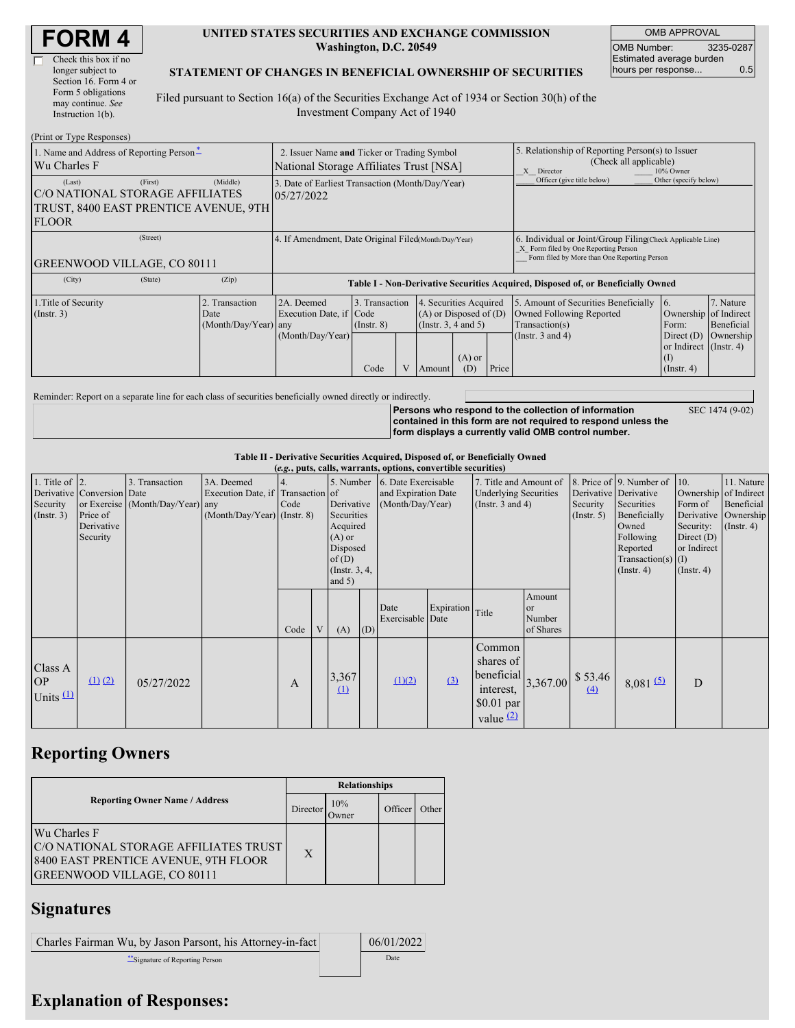# FORM 4

☐ Check this box if no longer subject to Section 16. Form 4 or Form 5 obligations may continue. *See* Instruction 1(b).

**UNITED STATES SECURITIES AND EXCHANGE COMMISSION**
**Washington, D.C. 20549**

**STATEMENT OF CHANGES IN BENEFICIAL OWNERSHIP OF SECURITIES**

Filed pursuant to Section 16(a) of the Securities Exchange Act of 1934 or Section 30(h) of the Investment Company Act of 1940

| OMB APPROVAL | |
|---|---|
| OMB Number: | 3235-0287 |
| Estimated average burden hours per response... | 0.5 |

(Print or Type Responses)

1. Name and Address of Reporting Person*
Wu Charles F
(Last) (First) (Middle)
C/O NATIONAL STORAGE AFFILIATES TRUST, 8400 EAST PRENTICE AVENUE, 9TH FLOOR
(Street)
GREENWOOD VILLAGE, CO 80111
(City) (State) (Zip)

2. Issuer Name **and** Ticker or Trading Symbol
National Storage Affiliates Trust [NSA]

3. Date of Earliest Transaction (Month/Day/Year)
05/27/2022

4. If Amendment, Date Original Filed (Month/Day/Year)

5. Relationship of Reporting Person(s) to Issuer (Check all applicable)
_X_ Director ___ 10% Owner
___ Officer (give title below) ___ Other (specify below)

6. Individual or Joint/Group Filing (Check Applicable Line)
_X_ Form filed by One Reporting Person
___ Form filed by More than One Reporting Person

**Table I - Non-Derivative Securities Acquired, Disposed of, or Beneficially Owned**

| 1.Title of Security (Instr. 3) | 2. Transaction Date (Month/Day/Year) | 2A. Deemed Execution Date, if any (Month/Day/Year) | 3. Transaction Code (Instr. 8) | | 4. Securities Acquired (A) or Disposed of (D) (Instr. 3, 4 and 5) | | | 5. Amount of Securities Beneficially Owned Following Reported Transaction(s) (Instr. 3 and 4) | 6. Ownership Form: Direct (D) or Indirect (I) (Instr. 4) | 7. Nature of Indirect Beneficial Ownership (Instr. 4) |
|---|---|---|---|---|---|---|---|---|---|---|
| | | | Code | V | Amount | (A) or (D) | Price | | | |

Reminder: Report on a separate line for each class of securities beneficially owned directly or indirectly.

**Persons who respond to the collection of information contained in this form are not required to respond unless the form displays a currently valid OMB control number.** SEC 1474 (9-02)

**Table II - Derivative Securities Acquired, Disposed of, or Beneficially Owned**
***(e.g.*, puts, calls, warrants, options, convertible securities)**

| 1. Title of Derivative Security (Instr. 3) | 2. Conversion or Exercise Price of Derivative Security | 3. Transaction Date (Month/Day/Year) | 3A. Deemed Execution Date, if any (Month/Day/Year) | 4. Transaction Code (Instr. 8) | | 5. Number of Derivative Securities Acquired (A) or Disposed of (D) (Instr. 3, 4, and 5) | | 6. Date Exercisable and Expiration Date (Month/Day/Year) | | 7. Title and Amount of Underlying Securities (Instr. 3 and 4) | | 8. Price of Derivative Security (Instr. 5) | 9. Number of Derivative Securities Beneficially Owned Following Reported Transaction(s) (Instr. 4) | 10. Ownership Form of Derivative Security: Direct (D) or Indirect (I) (Instr. 4) | 11. Nature of Indirect Beneficial Ownership (Instr. 4) |
|---|---|---|---|---|---|---|---|---|---|---|---|---|---|---|---|
| | | | | Code | V | (A) | (D) | Date Exercisable | Expiration Date | Title | Amount or Number of Shares | | | | |
| Class A OP Units (1) | (1) (2) | 05/27/2022 | | A | | 3,367 (1) | | (1)(2) | (3) | Common shares of beneficial interest, $0.01 par value (2) | 3,367.00 | $ 53.46 (4) | 8,081 (5) | D | |

## Reporting Owners

| Reporting Owner Name / Address | Relationships | | | |
|---|---|---|---|---|
| | Director | 10% Owner | Officer | Other |
| Wu Charles F<br>C/O NATIONAL STORAGE AFFILIATES TRUST<br>8400 EAST PRENTICE AVENUE, 9TH FLOOR<br>GREENWOOD VILLAGE, CO 80111 | X | | | |

## Signatures

| Charles Fairman Wu, by Jason Parsont, his Attorney-in-fact | | 06/01/2022 |
|---|---|---|
| **Signature of Reporting Person | | Date |

## Explanation of Responses: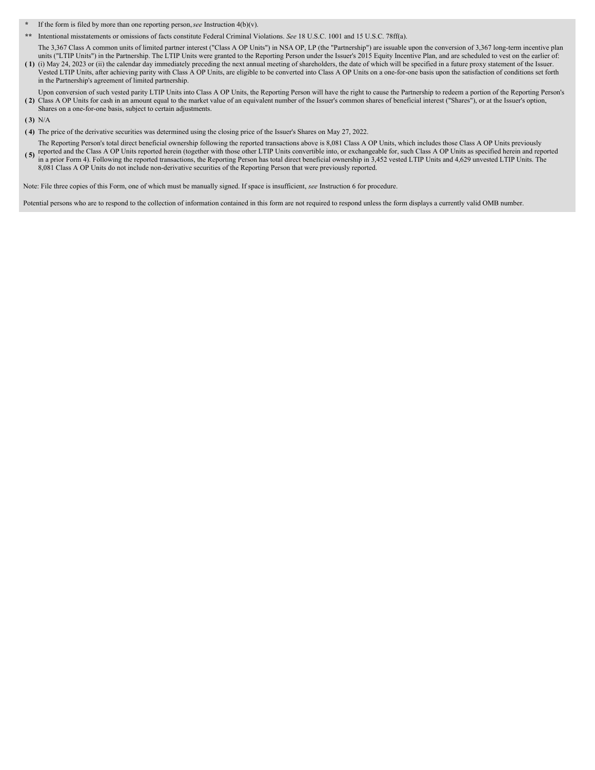\* If the form is filed by more than one reporting person, *see* Instruction 4(b)(v).

\*\* Intentional misstatements or omissions of facts constitute Federal Criminal Violations. *See* 18 U.S.C. 1001 and 15 U.S.C. 78ff(a).

( 1) The 3,367 Class A common units of limited partner interest ("Class A OP Units") in NSA OP, LP (the "Partnership") are issuable upon the conversion of 3,367 long-term incentive plan units ("LTIP Units") in the Partnership. The LTIP Units were granted to the Reporting Person under the Issuer's 2015 Equity Incentive Plan, and are scheduled to vest on the earlier of: (i) May 24, 2023 or (ii) the calendar day immediately preceding the next annual meeting of shareholders, the date of which will be specified in a future proxy statement of the Issuer. Vested LTIP Units, after achieving parity with Class A OP Units, are eligible to be converted into Class A OP Units on a one-for-one basis upon the satisfaction of conditions set forth in the Partnership's agreement of limited partnership.

( 2) Upon conversion of such vested parity LTIP Units into Class A OP Units, the Reporting Person will have the right to cause the Partnership to redeem a portion of the Reporting Person's Class A OP Units for cash in an amount equal to the market value of an equivalent number of the Issuer's common shares of beneficial interest ("Shares"), or at the Issuer's option, Shares on a one-for-one basis, subject to certain adjustments.

( 3) N/A

( 4) The price of the derivative securities was determined using the closing price of the Issuer's Shares on May 27, 2022.

( 5) The Reporting Person's total direct beneficial ownership following the reported transactions above is 8,081 Class A OP Units, which includes those Class A OP Units previously reported and the Class A OP Units reported herein (together with those other LTIP Units convertible into, or exchangeable for, such Class A OP Units as specified herein and reported in a prior Form 4). Following the reported transactions, the Reporting Person has total direct beneficial ownership in 3,452 vested LTIP Units and 4,629 unvested LTIP Units. The 8,081 Class A OP Units do not include non-derivative securities of the Reporting Person that were previously reported.

Note: File three copies of this Form, one of which must be manually signed. If space is insufficient, *see* Instruction 6 for procedure.

Potential persons who are to respond to the collection of information contained in this form are not required to respond unless the form displays a currently valid OMB number.